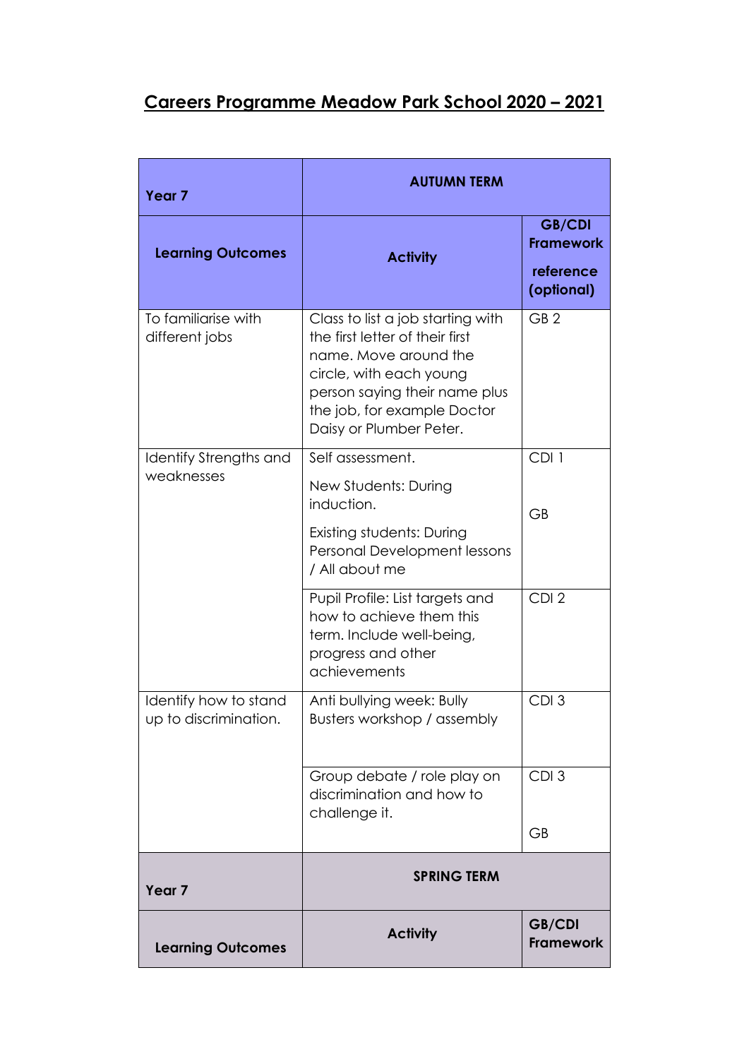# Careers Programme Meadow Park School 2020 – 2021

| Year 7 | AUTUMN TERM | |
|---|---|---|
| **Learning Outcomes** | **Activity** | **GB/CDI Framework reference (optional)** |
| To familiarise with different jobs | Class to list a job starting with the first letter of their first name. Move around the circle, with each young person saying their name plus the job, for example Doctor Daisy or Plumber Peter. | GB 2 |
| Identify Strengths and weaknesses | Self assessment.<br>New Students: During induction.<br>Existing students: During Personal Development lessons / All about me | CDI 1<br>GB |
| | Pupil Profile: List targets and how to achieve them this term. Include well-being, progress and other achievements | CDI 2 |
| Identify how to stand up to discrimination. | Anti bullying week: Bully Busters workshop / assembly | CDI 3 |
| | Group debate / role play on discrimination and how to challenge it. | CDI 3<br>GB |

| Year 7 | SPRING TERM | |
|---|---|---|
| **Learning Outcomes** | **Activity** | **GB/CDI Framework** |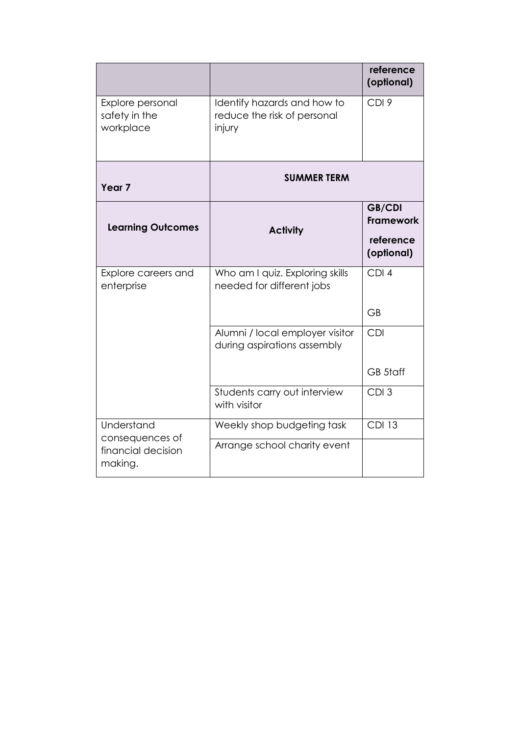| | | reference (optional) |
|---|---|---|
| Explore personal safety in the workplace | Identify hazards and how to reduce the risk of personal injury | CDI 9 |

| Year 7 | SUMMER TERM | |
|---|---|---|
| **Learning Outcomes** | **Activity** | **GB/CDI Framework reference (optional)** |
| Explore careers and enterprise | Who am I quiz. Exploring skills needed for different jobs | CDI 4<br><br>GB |
| | Alumni / local employer visitor during aspirations assembly | CDI<br><br>GB 5taff |
| | Students carry out interview with visitor | CDI 3 |
| Understand consequences of financial decision making. | Weekly shop budgeting task | CDI 13 |
| | Arrange school charity event | |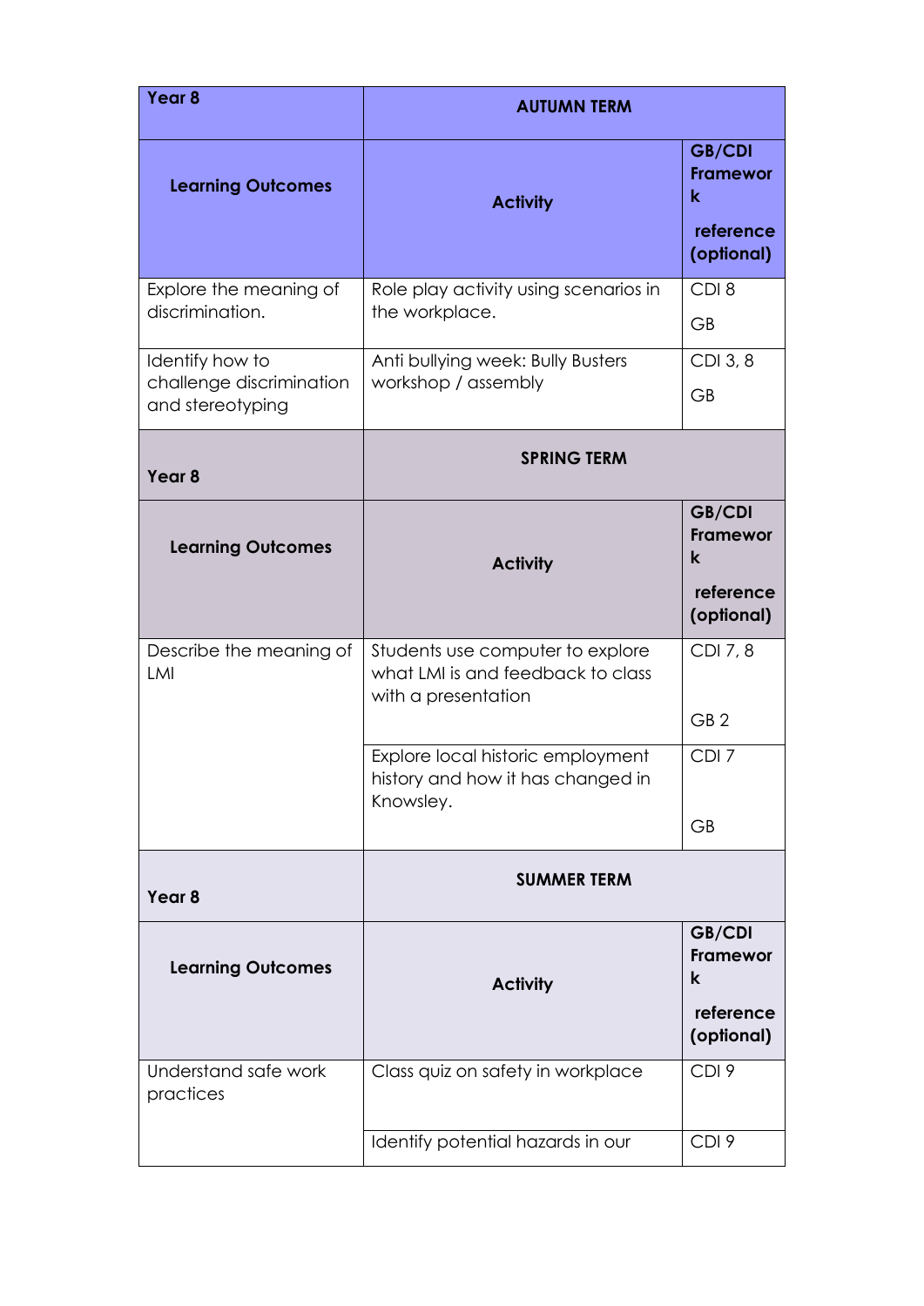| Year 8 | AUTUMN TERM | |
|---|---|---|
| **Learning Outcomes** | **Activity** | **GB/CDI Framework reference (optional)** |
| Explore the meaning of discrimination. | Role play activity using scenarios in the workplace. | CDI 8<br>GB |
| Identify how to challenge discrimination and stereotyping | Anti bullying week: Bully Busters workshop / assembly | CDI 3, 8<br>GB |

| Year 8 | SPRING TERM | |
|---|---|---|
| **Learning Outcomes** | **Activity** | **GB/CDI Framework reference (optional)** |
| Describe the meaning of LMI | Students use computer to explore what LMI is and feedback to class with a presentation | CDI 7, 8<br>GB 2 |
| | Explore local historic employment history and how it has changed in Knowsley. | CDI 7<br>GB |

| Year 8 | SUMMER TERM | |
|---|---|---|
| **Learning Outcomes** | **Activity** | **GB/CDI Framework reference (optional)** |
| Understand safe work practices | Class quiz on safety in workplace | CDI 9 |
| | Identify potential hazards in our | CDI 9 |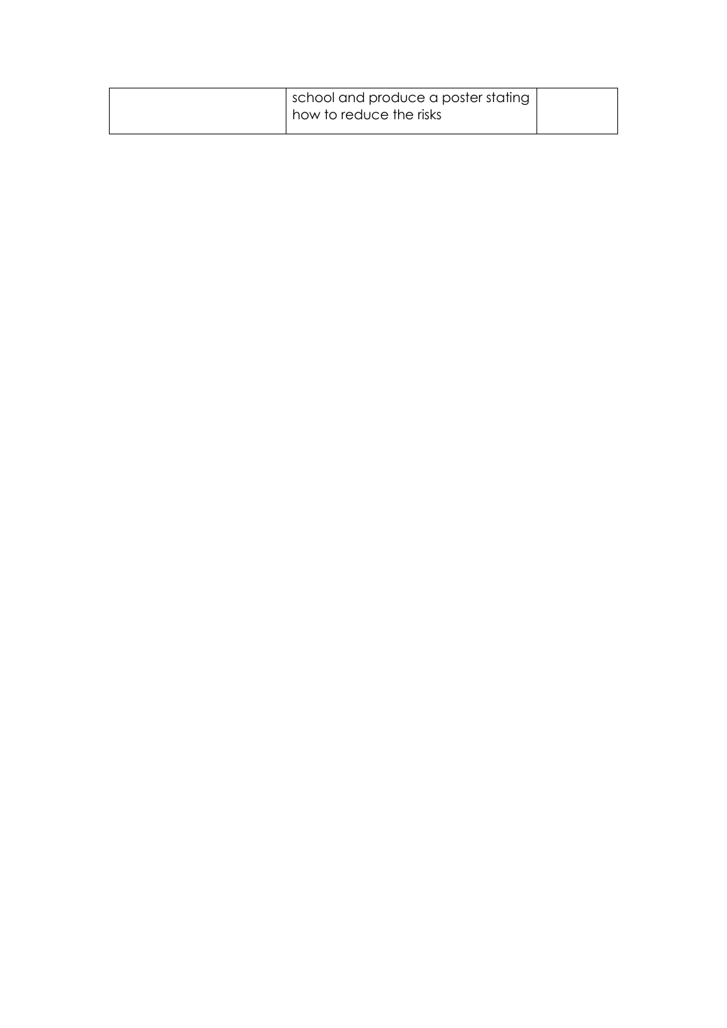|  | school and produce a poster stating how to reduce the risks |  |
|---|---|---|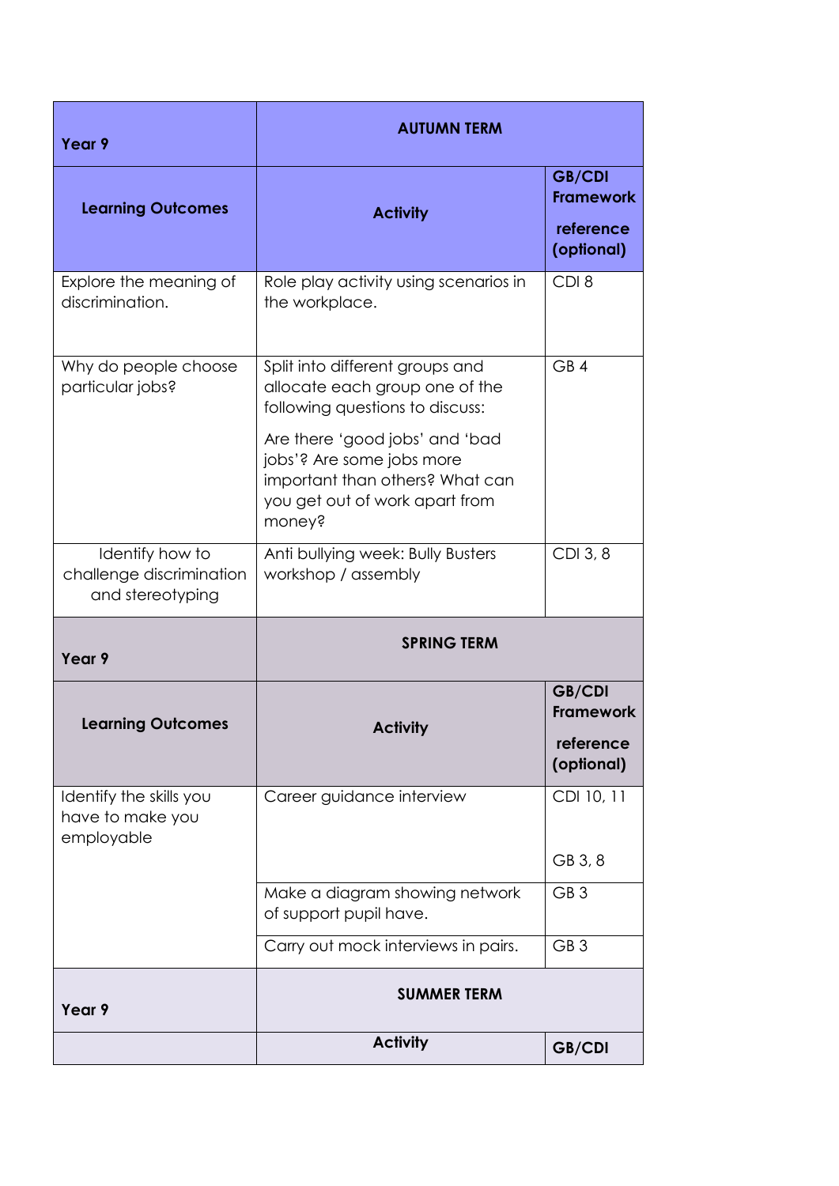| Year 9 | AUTUMN TERM | |
|---|---|---|
| **Learning Outcomes** | **Activity** | **GB/CDI Framework reference (optional)** |
| Explore the meaning of discrimination. | Role play activity using scenarios in the workplace. | CDI 8 |
| Why do people choose particular jobs? | Split into different groups and allocate each group one of the following questions to discuss:<br><br>Are there 'good jobs' and 'bad jobs'? Are some jobs more important than others? What can you get out of work apart from money? | GB 4 |
| Identify how to challenge discrimination and stereotyping | Anti bullying week: Bully Busters workshop / assembly | CDI 3, 8 |

| Year 9 | SPRING TERM | |
|---|---|---|
| **Learning Outcomes** | **Activity** | **GB/CDI Framework reference (optional)** |
| Identify the skills you have to make you employable | Career guidance interview | CDI 10, 11<br><br>GB 3, 8 |
| | Make a diagram showing network of support pupil have. | GB 3 |
| | Carry out mock interviews in pairs. | GB 3 |

| Year 9 | SUMMER TERM | |
|---|---|---|
| | **Activity** | **GB/CDI** |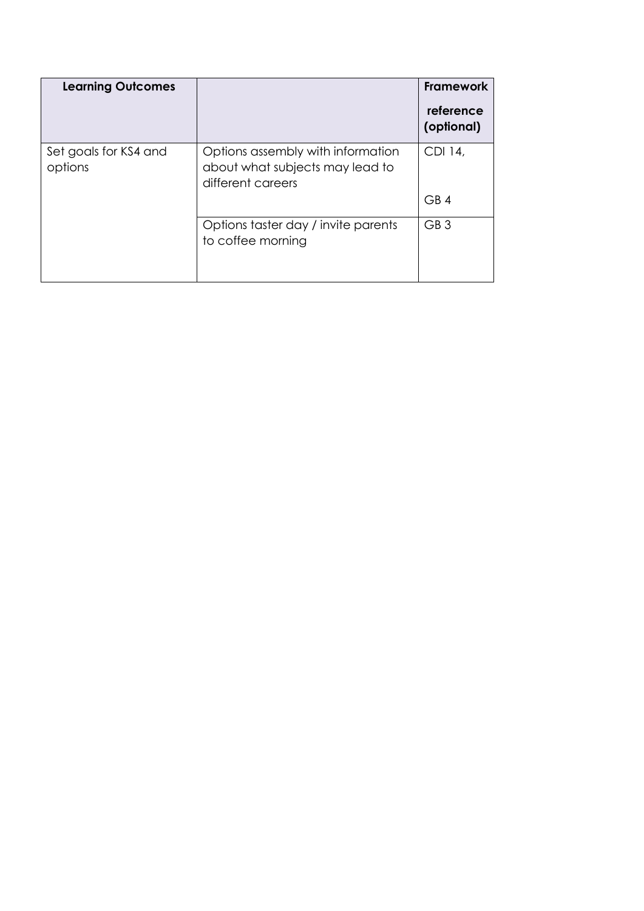| Learning Outcomes | | Framework reference (optional) |
| --- | --- | --- |
| Set goals for KS4 and options | Options assembly with information about what subjects may lead to different careers | CDI 14, GB 4 |
| | Options taster day / invite parents to coffee morning | GB 3 |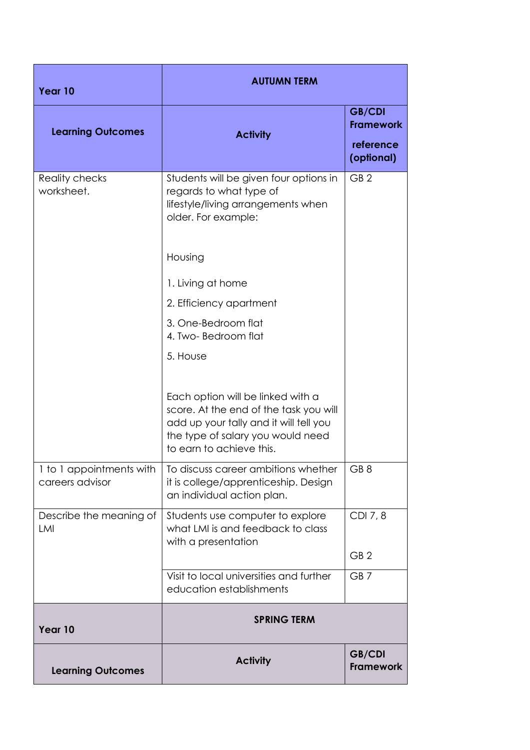| Year 10 | AUTUMN TERM | |
|---|---|---|
| **Learning Outcomes** | **Activity** | **GB/CDI Framework reference (optional)** |
| Reality checks worksheet. | Students will be given four options in regards to what type of lifestyle/living arrangements when older. For example:<br><br>Housing<br><br>1. Living at home<br>2. Efficiency apartment<br>3. One-Bedroom flat<br>4. Two- Bedroom flat<br>5. House<br><br>Each option will be linked with a score. At the end of the task you will add up your tally and it will tell you the type of salary you would need to earn to achieve this. | GB 2 |
| 1 to 1 appointments with careers advisor | To discuss career ambitions whether it is college/apprenticeship. Design an individual action plan. | GB 8 |
| Describe the meaning of LMI | Students use computer to explore what LMI is and feedback to class with a presentation | CDI 7, 8<br><br>GB 2 |
| | Visit to local universities and further education establishments | GB 7 |

| Year 10 | SPRING TERM | |
|---|---|---|
| **Learning Outcomes** | **Activity** | **GB/CDI Framework** |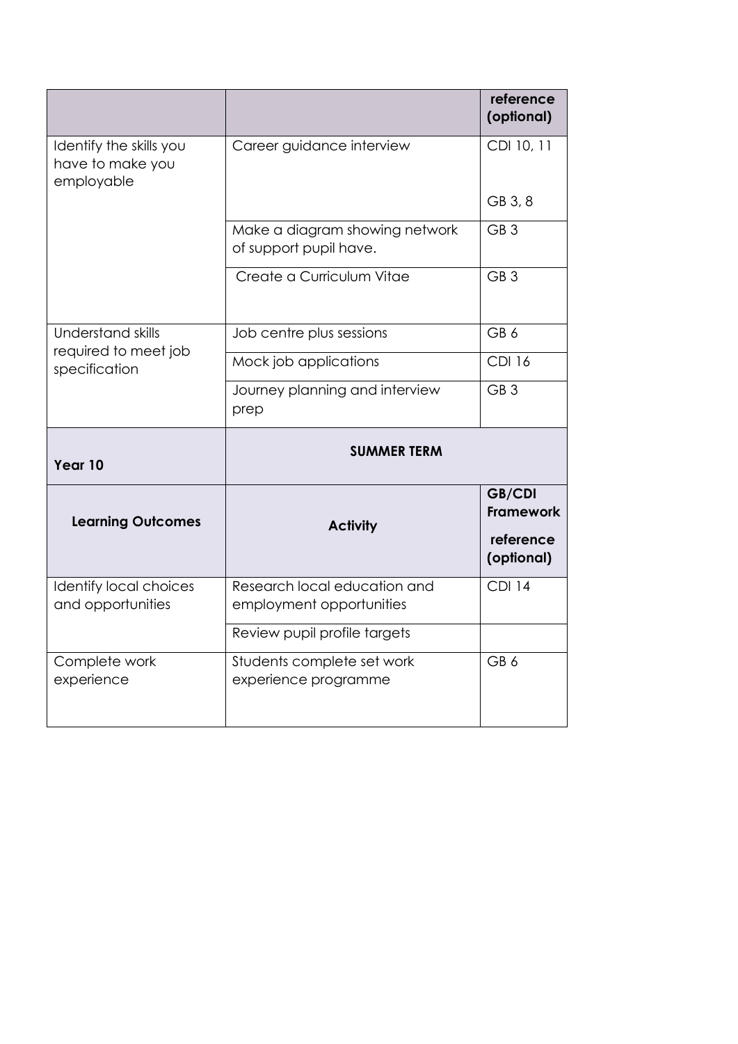| | | reference (optional) |
|---|---|---|
| Identify the skills you have to make you employable | Career guidance interview | CDI 10, 11<br><br>GB 3, 8 |
| | Make a diagram showing network of support pupil have. | GB 3 |
| | Create a Curriculum Vitae | GB 3 |
| Understand skills required to meet job specification | Job centre plus sessions | GB 6 |
| | Mock job applications | CDI 16 |
| | Journey planning and interview prep | GB 3 |

| **Year 10** | **SUMMER TERM** | |
|---|---|---|
| **Learning Outcomes** | **Activity** | **GB/CDI Framework reference (optional)** |
| Identify local choices and opportunities | Research local education and employment opportunities | CDI 14 |
| | Review pupil profile targets | |
| Complete work experience | Students complete set work experience programme | GB 6 |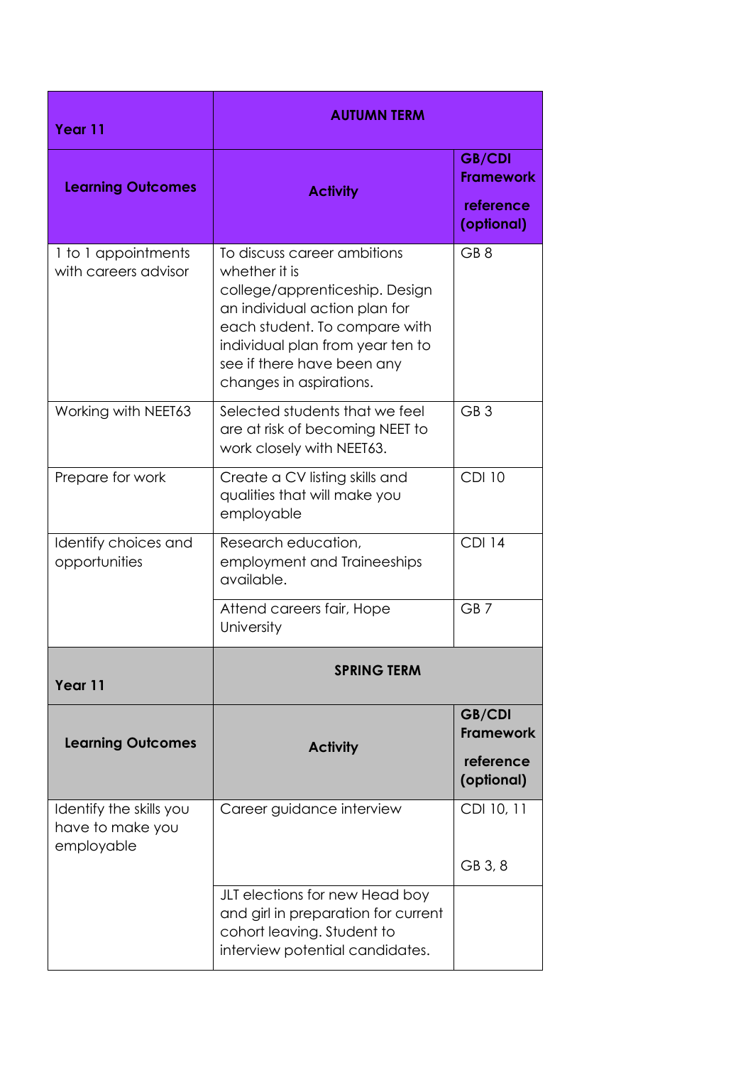| Year 11 | AUTUMN TERM | |
|---|---|---|
| **Learning Outcomes** | **Activity** | **GB/CDI Framework reference (optional)** |
| 1 to 1 appointments with careers advisor | To discuss career ambitions whether it is college/apprenticeship. Design an individual action plan for each student. To compare with individual plan from year ten to see if there have been any changes in aspirations. | GB 8 |
| Working with NEET63 | Selected students that we feel are at risk of becoming NEET to work closely with NEET63. | GB 3 |
| Prepare for work | Create a CV listing skills and qualities that will make you employable | CDI 10 |
| Identify choices and opportunities | Research education, employment and Traineeships available. | CDI 14 |
| | Attend careers fair, Hope University | GB 7 |

| Year 11 | SPRING TERM | |
|---|---|---|
| **Learning Outcomes** | **Activity** | **GB/CDI Framework reference (optional)** |
| Identify the skills you have to make you employable | Career guidance interview | CDI 10, 11<br><br>GB 3, 8 |
| | JLT elections for new Head boy and girl in preparation for current cohort leaving. Student to interview potential candidates. | |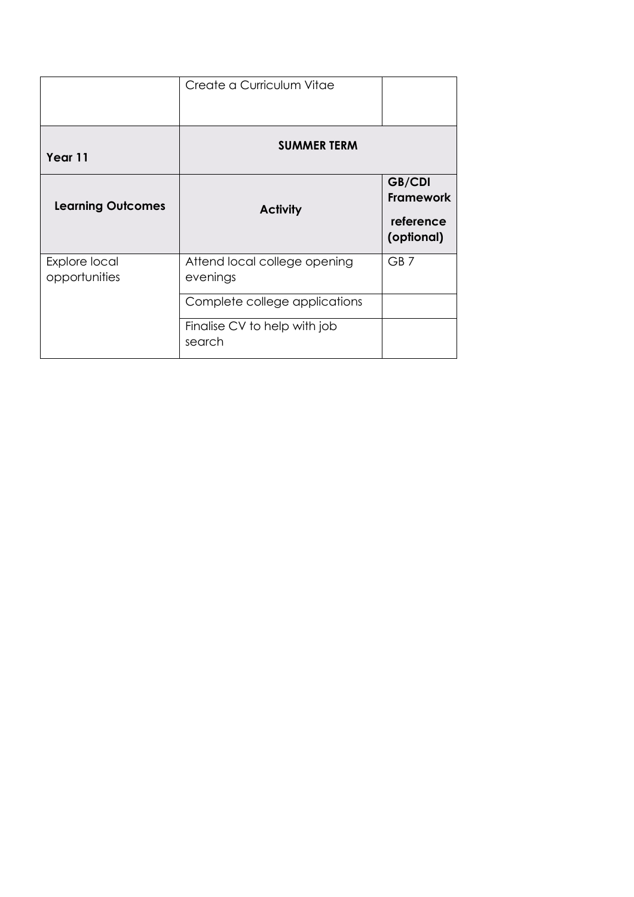| | | |
|---|---|---|
| | Create a Curriculum Vitae | |
| **Year 11** | **SUMMER TERM** | |
| **Learning Outcomes** | **Activity** | **GB/CDI Framework reference (optional)** |
| Explore local opportunities | Attend local college opening evenings | GB 7 |
| | Complete college applications | |
| | Finalise CV to help with job search | |